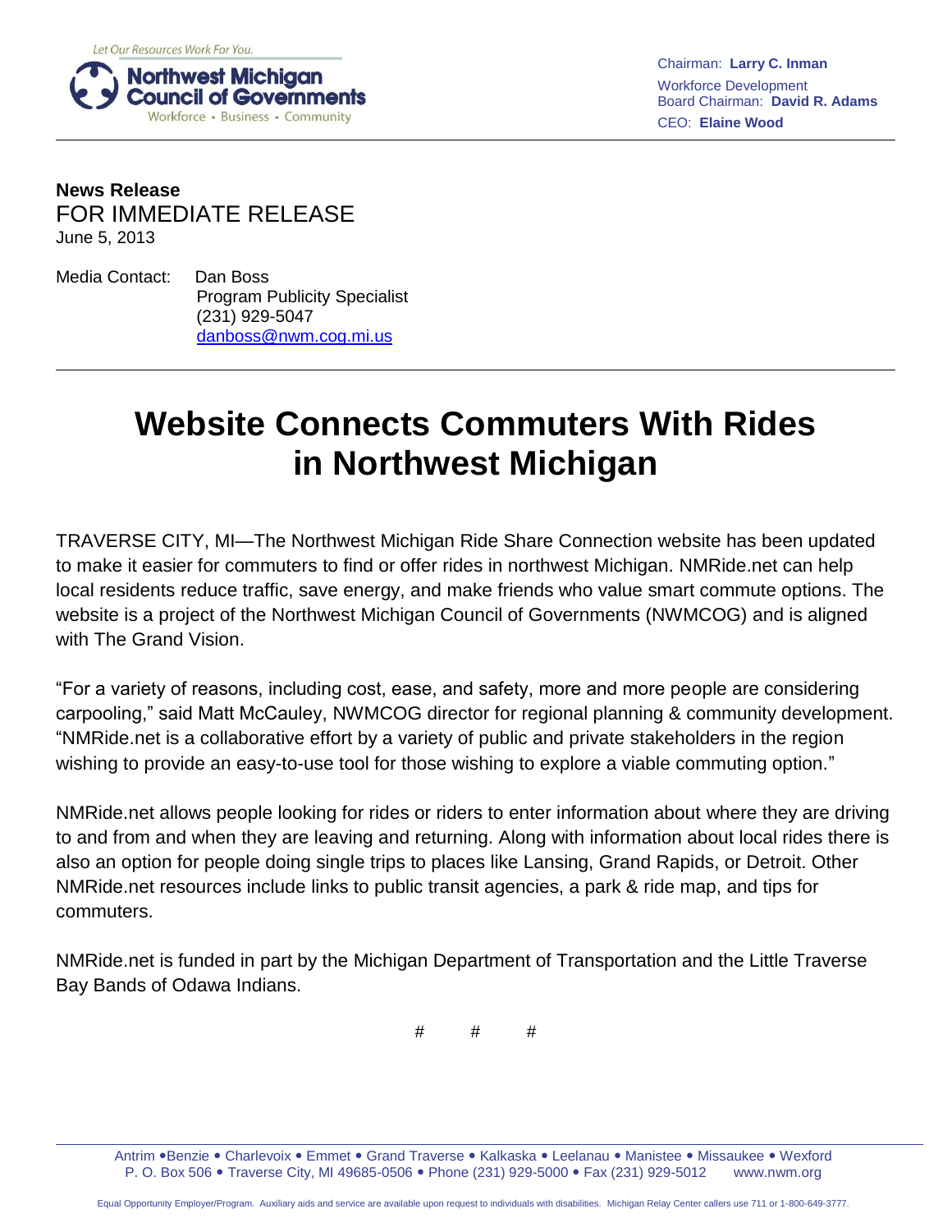Let Our Resources Work For You.

**Northwest Michigan Council of Governments**
Workforce • Business • Community

Chairman: **Larry C. Inman**
Workforce Development Board Chairman: **David R. Adams**
CEO: **Elaine Wood**

---

**News Release**
FOR IMMEDIATE RELEASE
June 5, 2013

Media Contact: Dan Boss
Program Publicity Specialist
(231) 929-5047
danboss@nwm.cog.mi.us

---

# Website Connects Commuters With Rides in Northwest Michigan

TRAVERSE CITY, MI—The Northwest Michigan Ride Share Connection website has been updated to make it easier for commuters to find or offer rides in northwest Michigan. NMRide.net can help local residents reduce traffic, save energy, and make friends who value smart commute options. The website is a project of the Northwest Michigan Council of Governments (NWMCOG) and is aligned with The Grand Vision.

"For a variety of reasons, including cost, ease, and safety, more and more people are considering carpooling," said Matt McCauley, NWMCOG director for regional planning & community development. "NMRide.net is a collaborative effort by a variety of public and private stakeholders in the region wishing to provide an easy-to-use tool for those wishing to explore a viable commuting option."

NMRide.net allows people looking for rides or riders to enter information about where they are driving to and from and when they are leaving and returning. Along with information about local rides there is also an option for people doing single trips to places like Lansing, Grand Rapids, or Detroit. Other NMRide.net resources include links to public transit agencies, a park & ride map, and tips for commuters.

NMRide.net is funded in part by the Michigan Department of Transportation and the Little Traverse Bay Bands of Odawa Indians.

# # #

Antrim • Benzie • Charlevoix • Emmet • Grand Traverse • Kalkaska • Leelanau • Manistee • Missaukee • Wexford
P. O. Box 506 • Traverse City, MI 49685-0506 • Phone (231) 929-5000 • Fax (231) 929-5012 www.nwm.org

Equal Opportunity Employer/Program. Auxiliary aids and service are available upon request to individuals with disabilities. Michigan Relay Center callers use 711 or 1-800-649-3777.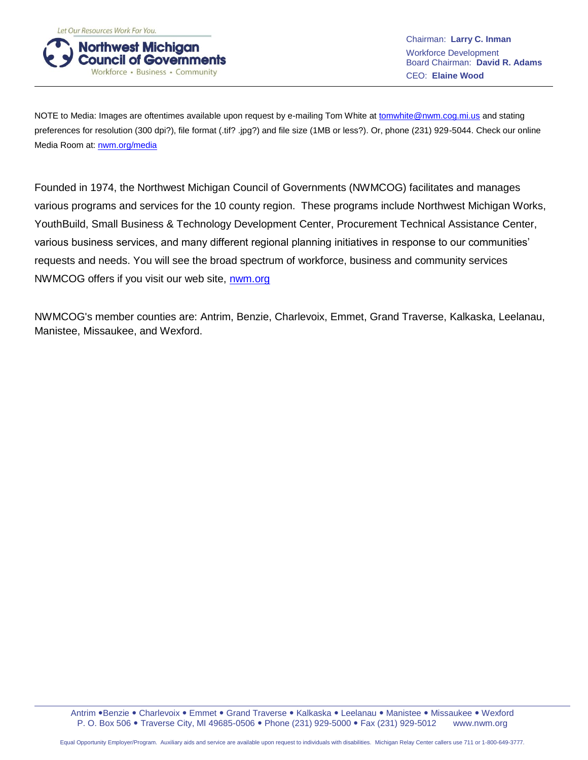Let Our Resources Work For You.

**Northwest Michigan Council of Governments**

Workforce • Business • Community

Chairman: **Larry C. Inman**

Workforce Development Board Chairman: **David R. Adams**

CEO: **Elaine Wood**

NOTE to Media: Images are oftentimes available upon request by e-mailing Tom White at [tomwhite@nwm.cog.mi.us](mailto:tomwhite@nwm.cog.mi.us) and stating preferences for resolution (300 dpi?), file format (.tif? .jpg?) and file size (1MB or less?). Or, phone (231) 929-5044. Check our online Media Room at: [nwm.org/media](http://nwm.org/media)

Founded in 1974, the Northwest Michigan Council of Governments (NWMCOG) facilitates and manages various programs and services for the 10 county region. These programs include Northwest Michigan Works, YouthBuild, Small Business & Technology Development Center, Procurement Technical Assistance Center, various business services, and many different regional planning initiatives in response to our communities' requests and needs. You will see the broad spectrum of workforce, business and community services NWMCOG offers if you visit our web site, [nwm.org](http://nwm.org)

NWMCOG's member counties are: Antrim, Benzie, Charlevoix, Emmet, Grand Traverse, Kalkaska, Leelanau, Manistee, Missaukee, and Wexford.

Antrim • Benzie • Charlevoix • Emmet • Grand Traverse • Kalkaska • Leelanau • Manistee • Missaukee • Wexford
P. O. Box 506 • Traverse City, MI 49685-0506 • Phone (231) 929-5000 • Fax (231) 929-5012 www.nwm.org

Equal Opportunity Employer/Program. Auxiliary aids and service are available upon request to individuals with disabilities. Michigan Relay Center callers use 711 or 1-800-649-3777.